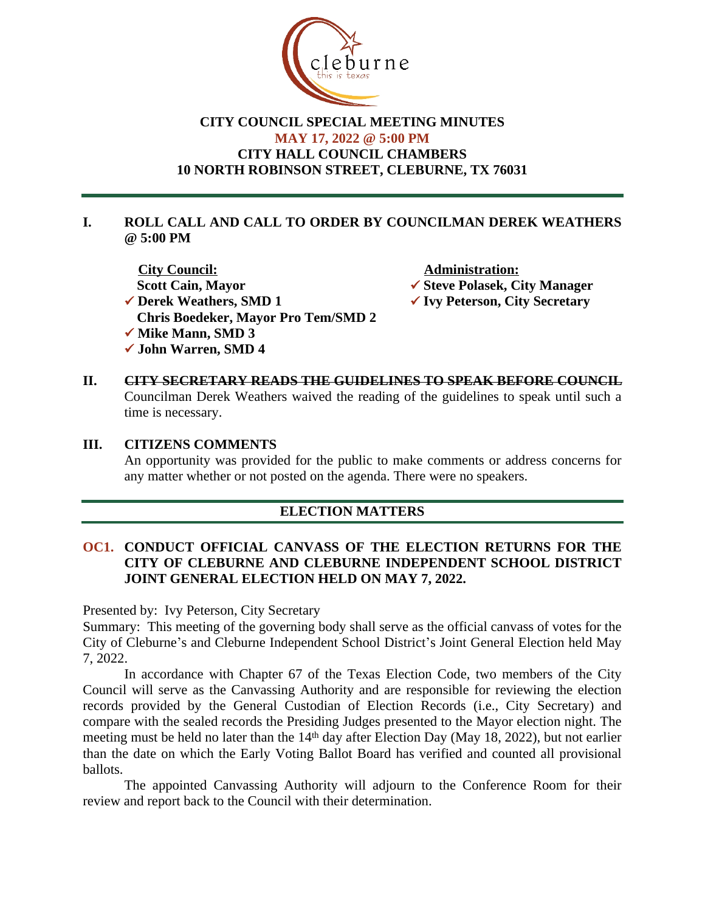# CITY COUNCIL SPECIAL MEETING MINUTES
## MAY 17, 2022 @ 5:00 PM
## CITY HALL COUNCIL CHAMBERS
## 10 NORTH ROBINSON STREET, CLEBURNE, TX 76031

## I. ROLL CALL AND CALL TO ORDER BY COUNCILMAN DEREK WEATHERS @ 5:00 PM

**City Council:**

- **Scott Cain, Mayor**
- ✓ **Derek Weathers, SMD 1**
- **Chris Boedeker, Mayor Pro Tem/SMD 2**
- ✓ **Mike Mann, SMD 3**
- ✓ **John Warren, SMD 4**

**Administration:**

- ✓ **Steve Polasek, City Manager**
- ✓ **Ivy Peterson, City Secretary**

## II. ~~CITY SECRETARY READS THE GUIDELINES TO SPEAK BEFORE COUNCIL~~

Councilman Derek Weathers waived the reading of the guidelines to speak until such a time is necessary.

## III. CITIZENS COMMENTS

An opportunity was provided for the public to make comments or address concerns for any matter whether or not posted on the agenda. There were no speakers.

## ELECTION MATTERS

### OC1. CONDUCT OFFICIAL CANVASS OF THE ELECTION RETURNS FOR THE CITY OF CLEBURNE AND CLEBURNE INDEPENDENT SCHOOL DISTRICT JOINT GENERAL ELECTION HELD ON MAY 7, 2022.

Presented by: Ivy Peterson, City Secretary

Summary: This meeting of the governing body shall serve as the official canvass of votes for the City of Cleburne's and Cleburne Independent School District's Joint General Election held May 7, 2022.

In accordance with Chapter 67 of the Texas Election Code, two members of the City Council will serve as the Canvassing Authority and are responsible for reviewing the election records provided by the General Custodian of Election Records (i.e., City Secretary) and compare with the sealed records the Presiding Judges presented to the Mayor election night. The meeting must be held no later than the 14th day after Election Day (May 18, 2022), but not earlier than the date on which the Early Voting Ballot Board has verified and counted all provisional ballots.

The appointed Canvassing Authority will adjourn to the Conference Room for their review and report back to the Council with their determination.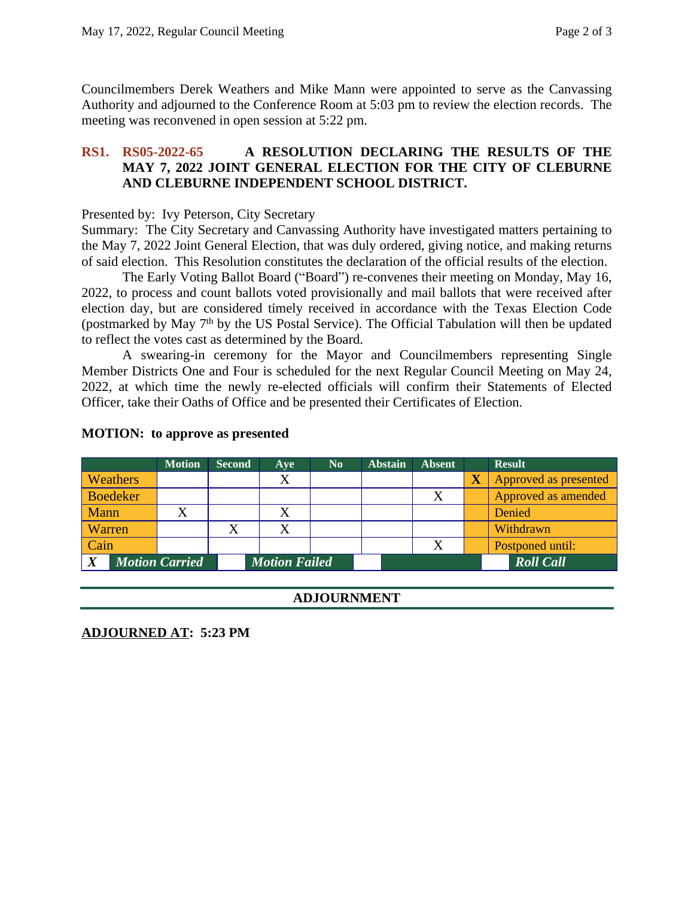Councilmembers Derek Weathers and Mike Mann were appointed to serve as the Canvassing Authority and adjourned to the Conference Room at 5:03 pm to review the election records. The meeting was reconvened in open session at 5:22 pm.

### RS1. RS05-2022-65 A RESOLUTION DECLARING THE RESULTS OF THE MAY 7, 2022 JOINT GENERAL ELECTION FOR THE CITY OF CLEBURNE AND CLEBURNE INDEPENDENT SCHOOL DISTRICT.

Presented by: Ivy Peterson, City Secretary
Summary: The City Secretary and Canvassing Authority have investigated matters pertaining to the May 7, 2022 Joint General Election, that was duly ordered, giving notice, and making returns of said election. This Resolution constitutes the declaration of the official results of the election.

The Early Voting Ballot Board ("Board") re-convenes their meeting on Monday, May 16, 2022, to process and count ballots voted provisionally and mail ballots that were received after election day, but are considered timely received in accordance with the Texas Election Code (postmarked by May 7th by the US Postal Service). The Official Tabulation will then be updated to reflect the votes cast as determined by the Board.

A swearing-in ceremony for the Mayor and Councilmembers representing Single Member Districts One and Four is scheduled for the next Regular Council Meeting on May 24, 2022, at which time the newly re-elected officials will confirm their Statements of Elected Officer, take their Oaths of Office and be presented their Certificates of Election.

**MOTION: to approve as presented**

| | Motion | Second | Aye | No | Abstain | Absent | | Result |
|---|---|---|---|---|---|---|---|---|
| Weathers | | | X | | | | X | Approved as presented |
| Boedeker | | | | | | X | | Approved as amended |
| Mann | X | | X | | | | | Denied |
| Warren | | X | X | | | | | Withdrawn |
| Cain | | | | | | X | | Postponed until: |
| X | *Motion Carried* | | *Motion Failed* | | | | | *Roll Call* |

## ADJOURNMENT

**ADJOURNED AT: 5:23 PM**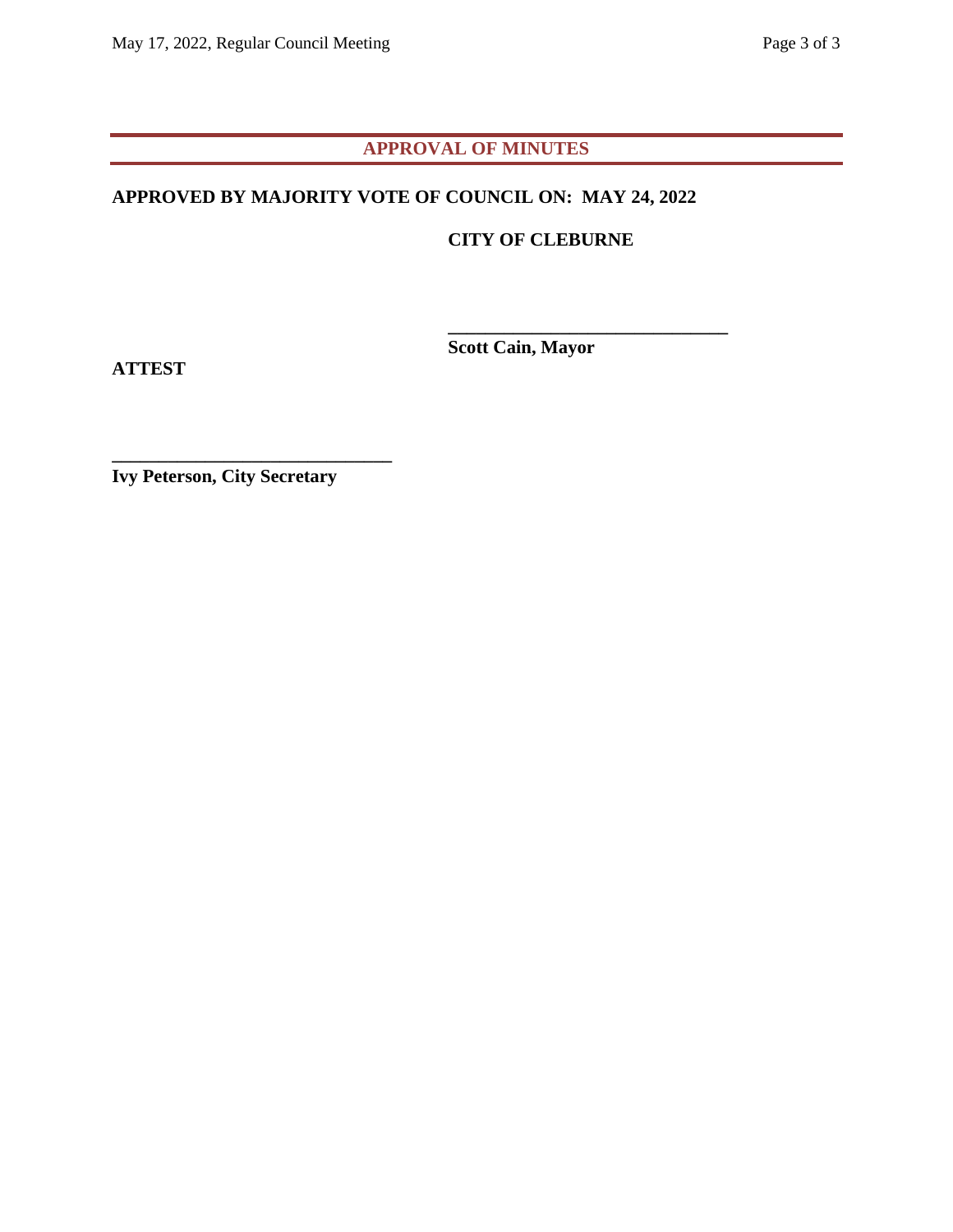## APPROVAL OF MINUTES

**APPROVED BY MAJORITY VOTE OF COUNCIL ON: MAY 24, 2022**

**CITY OF CLEBURNE**

______________________________
**Scott Cain, Mayor**

**ATTEST**

______________________________
**Ivy Peterson, City Secretary**